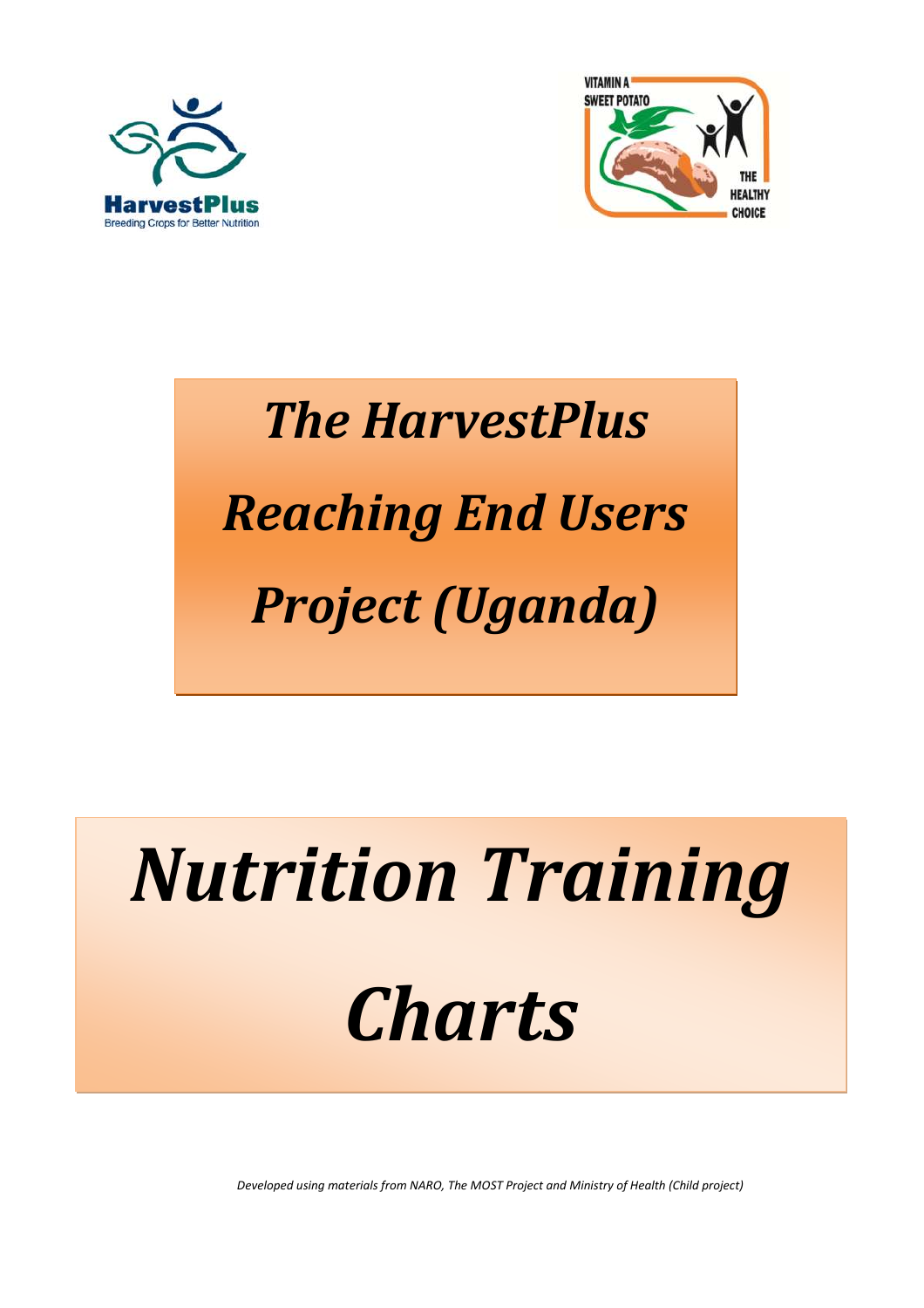HarvestPlus
Breeding Crops for Better Nutrition

VITAMIN A SWEET POTATO
THE HEALTHY CHOICE

# *The HarvestPlus Reaching End Users Project (Uganda)*

# *Nutrition Training Charts*

*Developed using materials from NARO, The MOST Project and Ministry of Health (Child project)*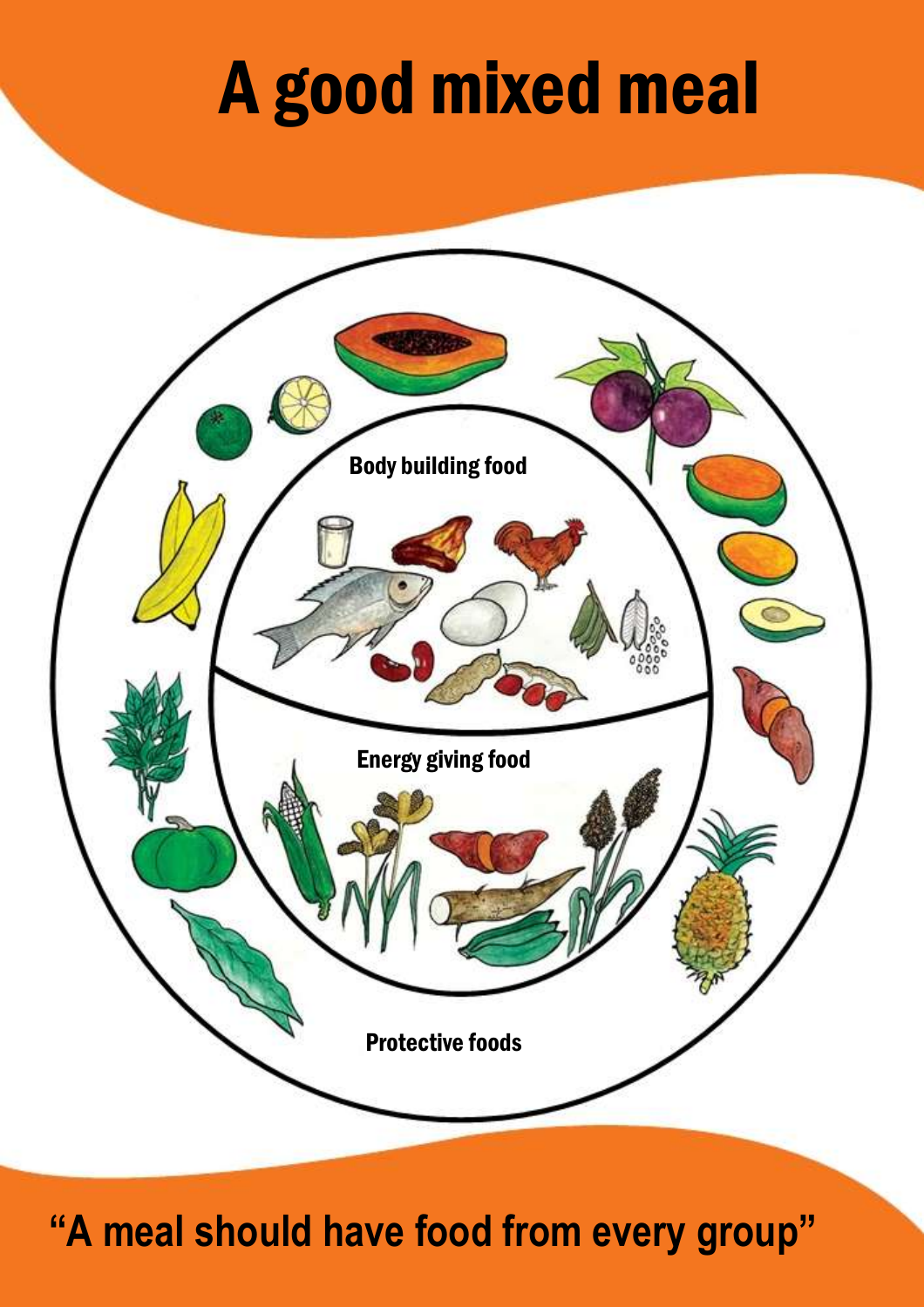# A good mixed meal

Body building food

Energy giving food

Protective foods

**"A meal should have food from every group"**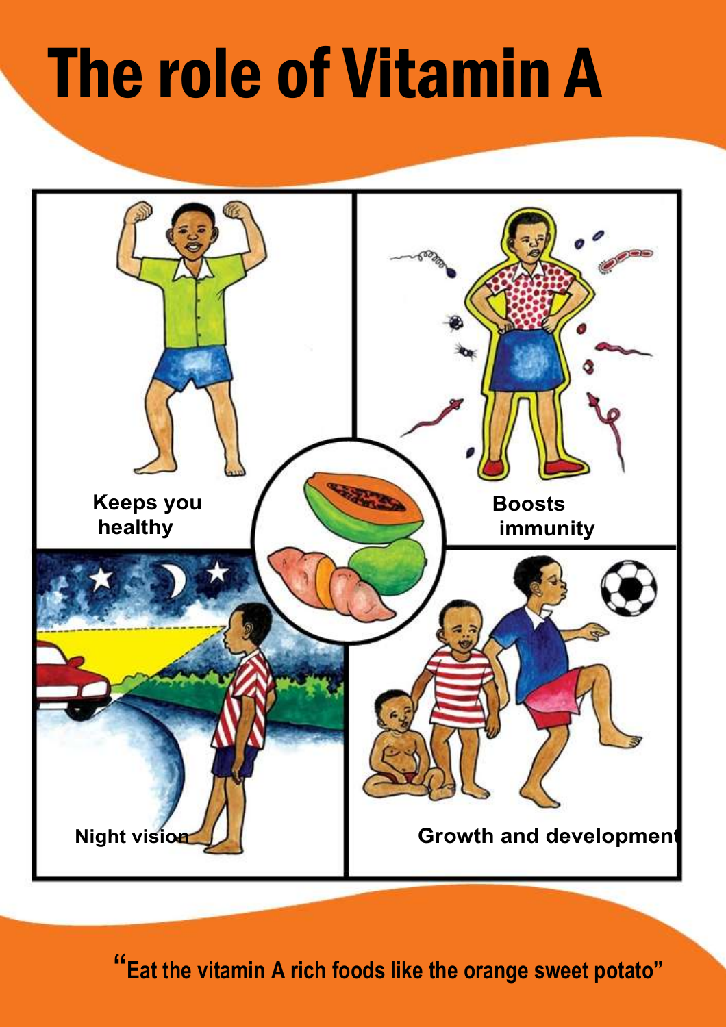# The role of Vitamin A

Keeps you healthy

Boosts immunity

Night vision

Growth and development

"Eat the vitamin A rich foods like the orange sweet potato"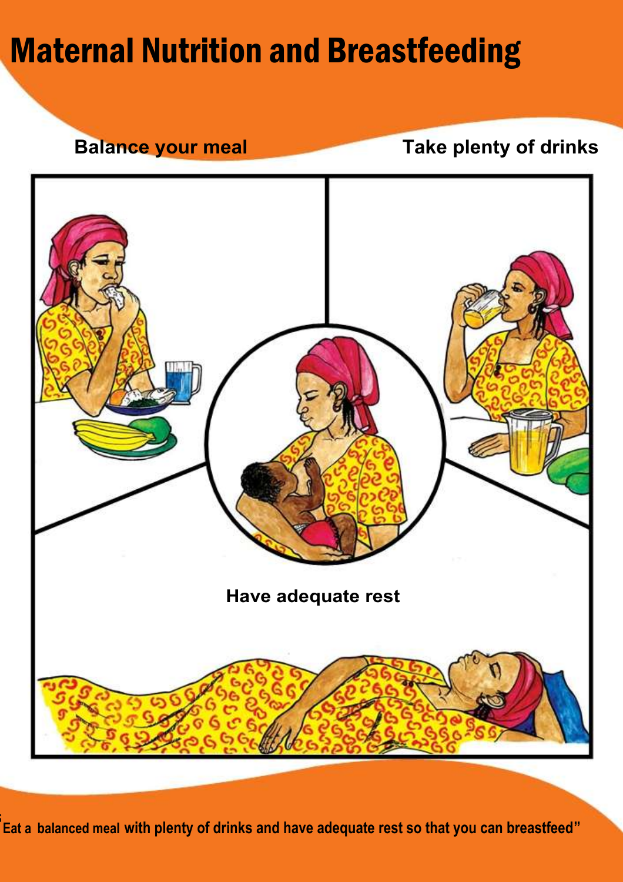# Maternal Nutrition and Breastfeeding

**Balance your meal**

**Take plenty of drinks**

**Have adequate rest**

**"Eat a balanced meal with plenty of drinks and have adequate rest so that you can breastfeed"**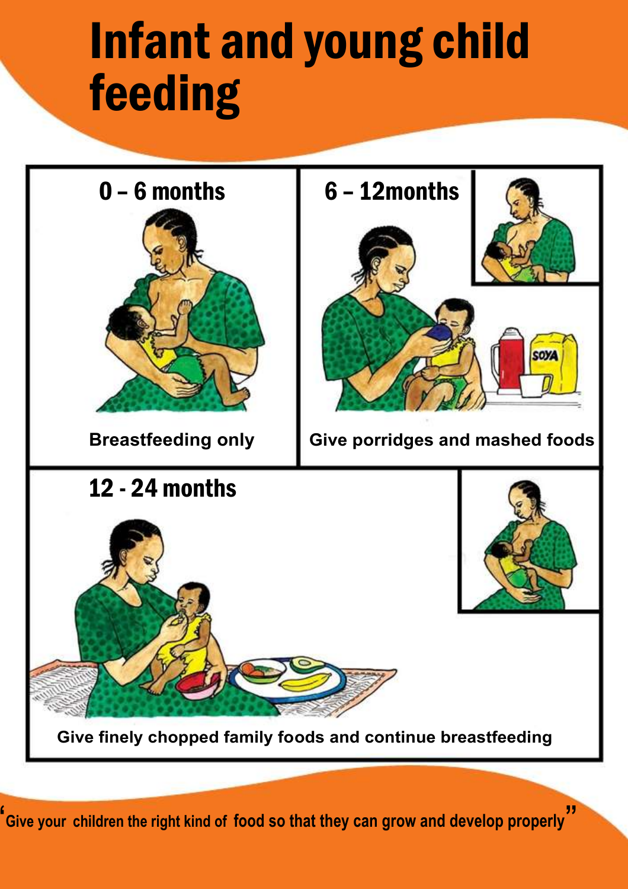# Infant and young child feeding

## 0 – 6 months

**Breastfeeding only**

## 6 – 12months

**Give porridges and mashed foods**

## 12 - 24 months

**Give finely chopped family foods and continue breastfeeding**

"Give your children the right kind of food so that they can grow and develop properly"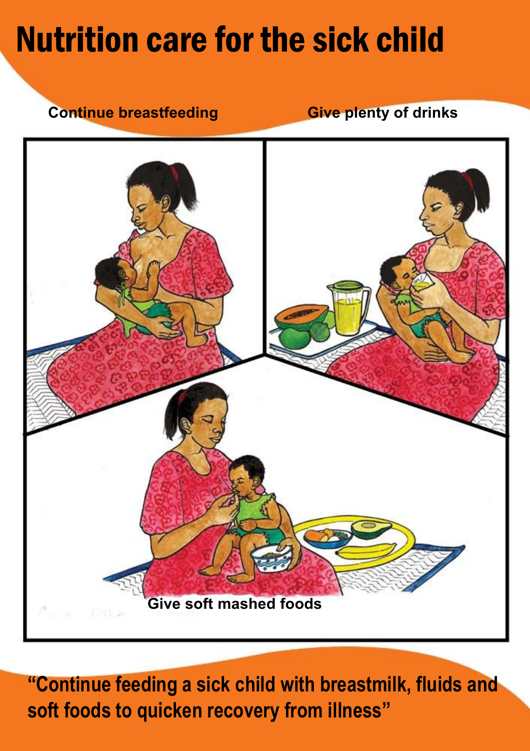# Nutrition care for the sick child

**Continue breastfeeding**

**Give plenty of drinks**

**Give soft mashed foods**

**"Continue feeding a sick child with breastmilk, fluids and soft foods to quicken recovery from illness"**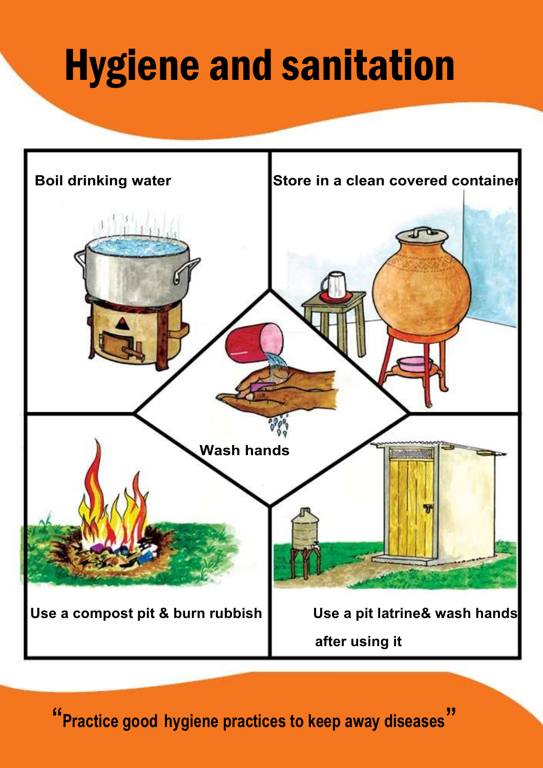# Hygiene and sanitation

Boil drinking water

Store in a clean covered container

Wash hands

Use a compost pit & burn rubbish

Use a pit latrine& wash hands after using it

"Practice good hygiene practices to keep away diseases"